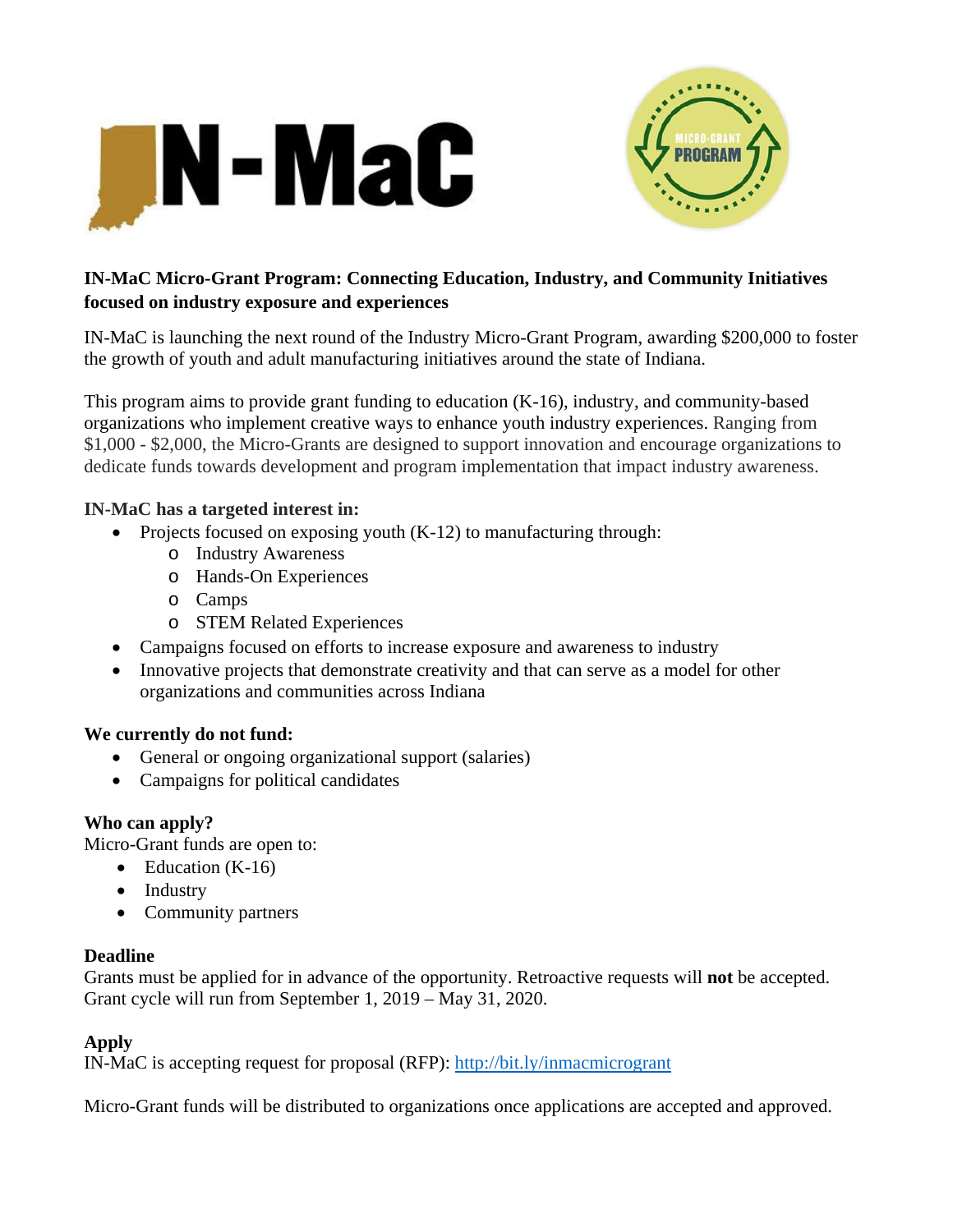**IN-MaC Micro-Grant Program: Connecting Education, Industry, and Community Initiatives focused on industry exposure and experiences**

IN-MaC is launching the next round of the Industry Micro-Grant Program, awarding $200,000 to foster the growth of youth and adult manufacturing initiatives around the state of Indiana.

This program aims to provide grant funding to education (K-16), industry, and community-based organizations who implement creative ways to enhance youth industry experiences. Ranging from $1,000 - $2,000, the Micro-Grants are designed to support innovation and encourage organizations to dedicate funds towards development and program implementation that impact industry awareness.

**IN-MaC has a targeted interest in:**

- Projects focused on exposing youth (K-12) to manufacturing through:
  - Industry Awareness
  - Hands-On Experiences
  - Camps
  - STEM Related Experiences
- Campaigns focused on efforts to increase exposure and awareness to industry
- Innovative projects that demonstrate creativity and that can serve as a model for other organizations and communities across Indiana

**We currently do not fund:**

- General or ongoing organizational support (salaries)
- Campaigns for political candidates

**Who can apply?**

Micro-Grant funds are open to:

- Education (K-16)
- Industry
- Community partners

**Deadline**

Grants must be applied for in advance of the opportunity. Retroactive requests will **not** be accepted. Grant cycle will run from September 1, 2019 – May 31, 2020.

**Apply**

IN-MaC is accepting request for proposal (RFP): http://bit.ly/inmacmicrogrant

Micro-Grant funds will be distributed to organizations once applications are accepted and approved.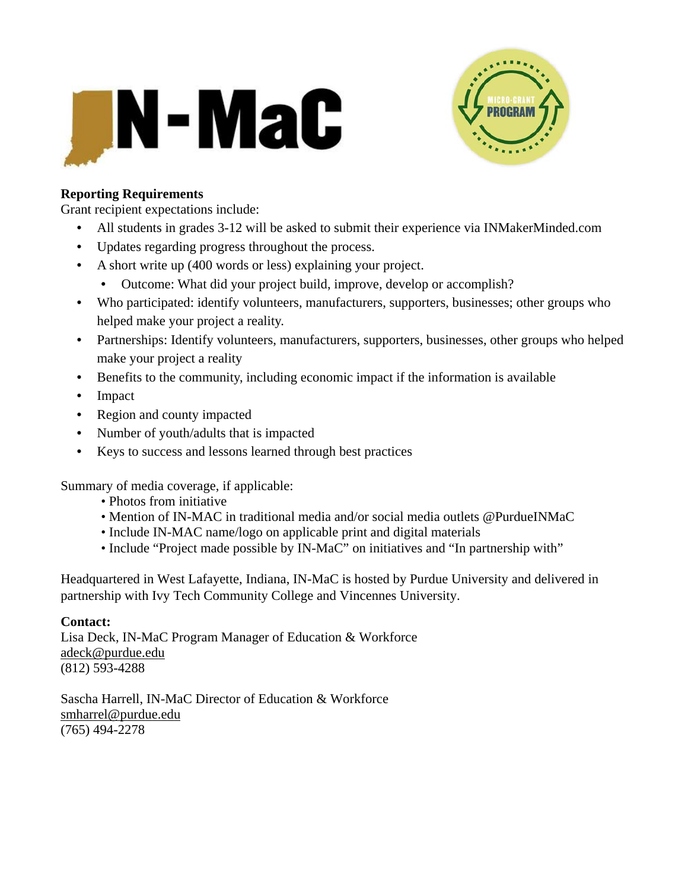**Reporting Requirements**

Grant recipient expectations include:

- All students in grades 3-12 will be asked to submit their experience via INMakerMinded.com
- Updates regarding progress throughout the process.
- A short write up (400 words or less) explaining your project.
  - Outcome: What did your project build, improve, develop or accomplish?
- Who participated: identify volunteers, manufacturers, supporters, businesses; other groups who helped make your project a reality.
- Partnerships: Identify volunteers, manufacturers, supporters, businesses, other groups who helped make your project a reality
- Benefits to the community, including economic impact if the information is available
- Impact
- Region and county impacted
- Number of youth/adults that is impacted
- Keys to success and lessons learned through best practices

Summary of media coverage, if applicable:

- Photos from initiative
- Mention of IN-MAC in traditional media and/or social media outlets @PurdueINMaC
- Include IN-MAC name/logo on applicable print and digital materials
- Include "Project made possible by IN-MaC" on initiatives and "In partnership with"

Headquartered in West Lafayette, Indiana, IN-MaC is hosted by Purdue University and delivered in partnership with Ivy Tech Community College and Vincennes University.

**Contact:**

Lisa Deck, IN-MaC Program Manager of Education & Workforce
adeck@purdue.edu
(812) 593-4288

Sascha Harrell, IN-MaC Director of Education & Workforce
smharrel@purdue.edu
(765) 494-2278